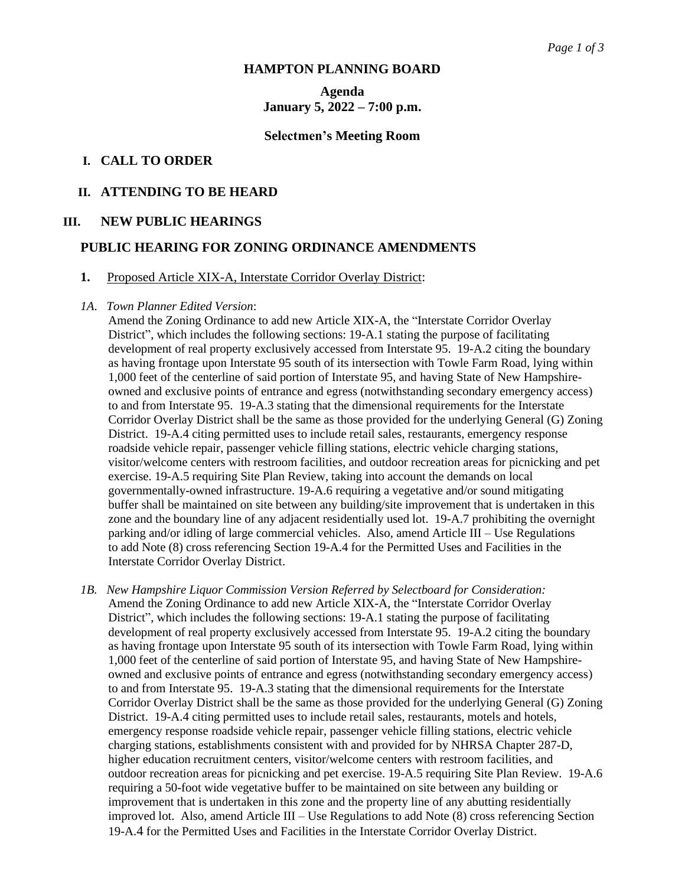# HAMPTON PLANNING BOARD

## Agenda
## January 5, 2022 – 7:00 p.m.

### Selectmen's Meeting Room

## I. CALL TO ORDER

## II. ATTENDING TO BE HEARD

## III. NEW PUBLIC HEARINGS

### PUBLIC HEARING FOR ZONING ORDINANCE AMENDMENTS

**1.** Proposed Article XIX-A, Interstate Corridor Overlay District:

*1A. Town Planner Edited Version*:

Amend the Zoning Ordinance to add new Article XIX-A, the "Interstate Corridor Overlay District", which includes the following sections: 19-A.1 stating the purpose of facilitating development of real property exclusively accessed from Interstate 95. 19-A.2 citing the boundary as having frontage upon Interstate 95 south of its intersection with Towle Farm Road, lying within 1,000 feet of the centerline of said portion of Interstate 95, and having State of New Hampshire-owned and exclusive points of entrance and egress (notwithstanding secondary emergency access) to and from Interstate 95. 19-A.3 stating that the dimensional requirements for the Interstate Corridor Overlay District shall be the same as those provided for the underlying General (G) Zoning District. 19-A.4 citing permitted uses to include retail sales, restaurants, emergency response roadside vehicle repair, passenger vehicle filling stations, electric vehicle charging stations, visitor/welcome centers with restroom facilities, and outdoor recreation areas for picnicking and pet exercise. 19-A.5 requiring Site Plan Review, taking into account the demands on local governmentally-owned infrastructure. 19-A.6 requiring a vegetative and/or sound mitigating buffer shall be maintained on site between any building/site improvement that is undertaken in this zone and the boundary line of any adjacent residentially used lot. 19-A.7 prohibiting the overnight parking and/or idling of large commercial vehicles. Also, amend Article III – Use Regulations to add Note (8) cross referencing Section 19-A.4 for the Permitted Uses and Facilities in the Interstate Corridor Overlay District.

*1B. New Hampshire Liquor Commission Version Referred by Selectboard for Consideration:*

Amend the Zoning Ordinance to add new Article XIX-A, the "Interstate Corridor Overlay District", which includes the following sections: 19-A.1 stating the purpose of facilitating development of real property exclusively accessed from Interstate 95. 19-A.2 citing the boundary as having frontage upon Interstate 95 south of its intersection with Towle Farm Road, lying within 1,000 feet of the centerline of said portion of Interstate 95, and having State of New Hampshire-owned and exclusive points of entrance and egress (notwithstanding secondary emergency access) to and from Interstate 95. 19-A.3 stating that the dimensional requirements for the Interstate Corridor Overlay District shall be the same as those provided for the underlying General (G) Zoning District. 19-A.4 citing permitted uses to include retail sales, restaurants, motels and hotels, emergency response roadside vehicle repair, passenger vehicle filling stations, electric vehicle charging stations, establishments consistent with and provided for by NHRSA Chapter 287-D, higher education recruitment centers, visitor/welcome centers with restroom facilities, and outdoor recreation areas for picnicking and pet exercise. 19-A.5 requiring Site Plan Review. 19-A.6 requiring a 50-foot wide vegetative buffer to be maintained on site between any building or improvement that is undertaken in this zone and the property line of any abutting residentially improved lot. Also, amend Article III – Use Regulations to add Note (8) cross referencing Section 19-A.4 for the Permitted Uses and Facilities in the Interstate Corridor Overlay District.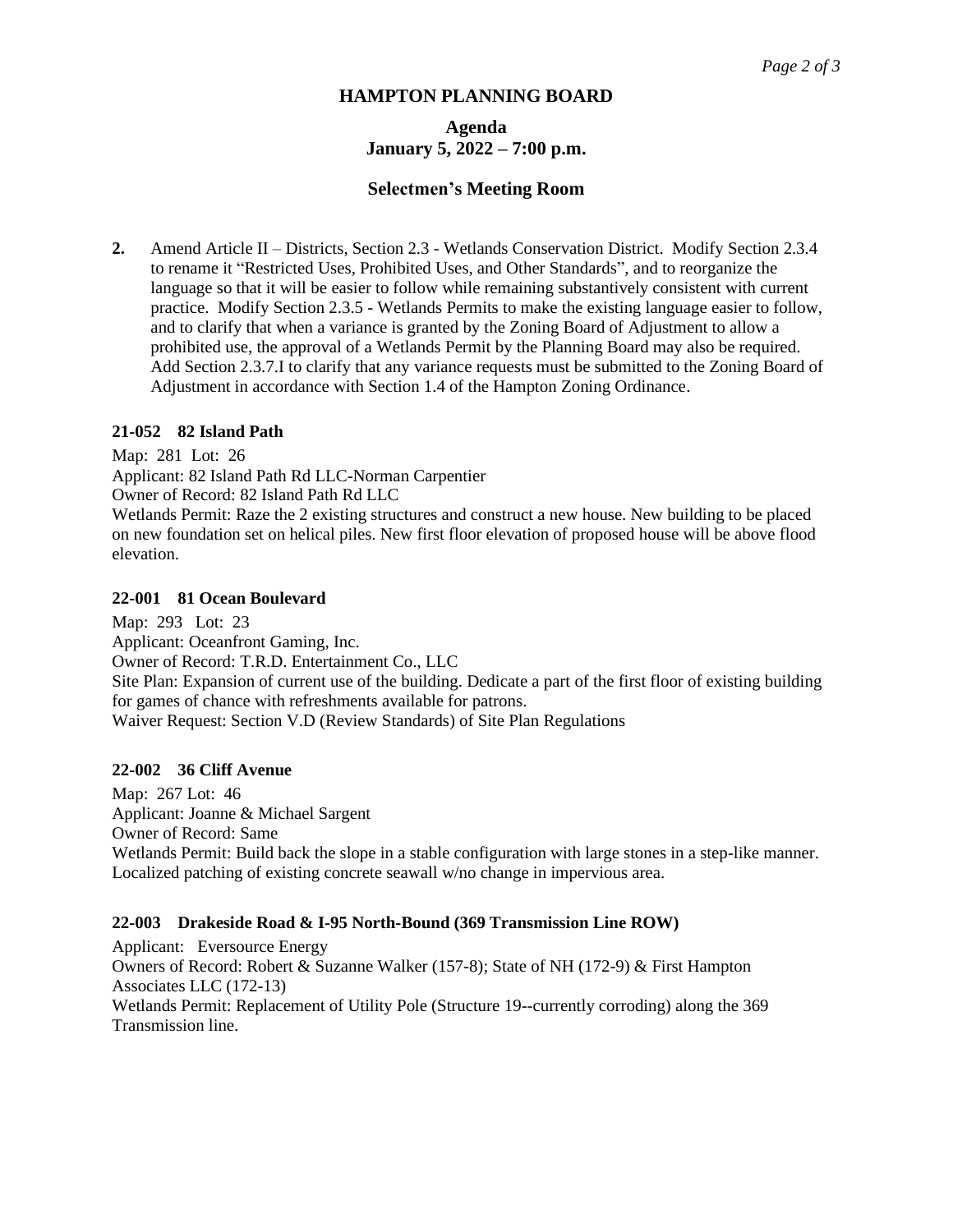# HAMPTON PLANNING BOARD

## Agenda
## January 5, 2022 – 7:00 p.m.

## Selectmen's Meeting Room

**2.** Amend Article II – Districts, Section 2.3 - Wetlands Conservation District. Modify Section 2.3.4 to rename it "Restricted Uses, Prohibited Uses, and Other Standards", and to reorganize the language so that it will be easier to follow while remaining substantively consistent with current practice. Modify Section 2.3.5 - Wetlands Permits to make the existing language easier to follow, and to clarify that when a variance is granted by the Zoning Board of Adjustment to allow a prohibited use, the approval of a Wetlands Permit by the Planning Board may also be required. Add Section 2.3.7.I to clarify that any variance requests must be submitted to the Zoning Board of Adjustment in accordance with Section 1.4 of the Hampton Zoning Ordinance.

**21-052 82 Island Path**

Map: 281 Lot: 26
Applicant: 82 Island Path Rd LLC-Norman Carpentier
Owner of Record: 82 Island Path Rd LLC
Wetlands Permit: Raze the 2 existing structures and construct a new house. New building to be placed on new foundation set on helical piles. New first floor elevation of proposed house will be above flood elevation.

**22-001 81 Ocean Boulevard**

Map: 293 Lot: 23
Applicant: Oceanfront Gaming, Inc.
Owner of Record: T.R.D. Entertainment Co., LLC
Site Plan: Expansion of current use of the building. Dedicate a part of the first floor of existing building for games of chance with refreshments available for patrons.
Waiver Request: Section V.D (Review Standards) of Site Plan Regulations

**22-002 36 Cliff Avenue**

Map: 267 Lot: 46
Applicant: Joanne & Michael Sargent
Owner of Record: Same
Wetlands Permit: Build back the slope in a stable configuration with large stones in a step-like manner. Localized patching of existing concrete seawall w/no change in impervious area.

**22-003 Drakeside Road & I-95 North-Bound (369 Transmission Line ROW)**

Applicant: Eversource Energy
Owners of Record: Robert & Suzanne Walker (157-8); State of NH (172-9) & First Hampton Associates LLC (172-13)
Wetlands Permit: Replacement of Utility Pole (Structure 19--currently corroding) along the 369 Transmission line.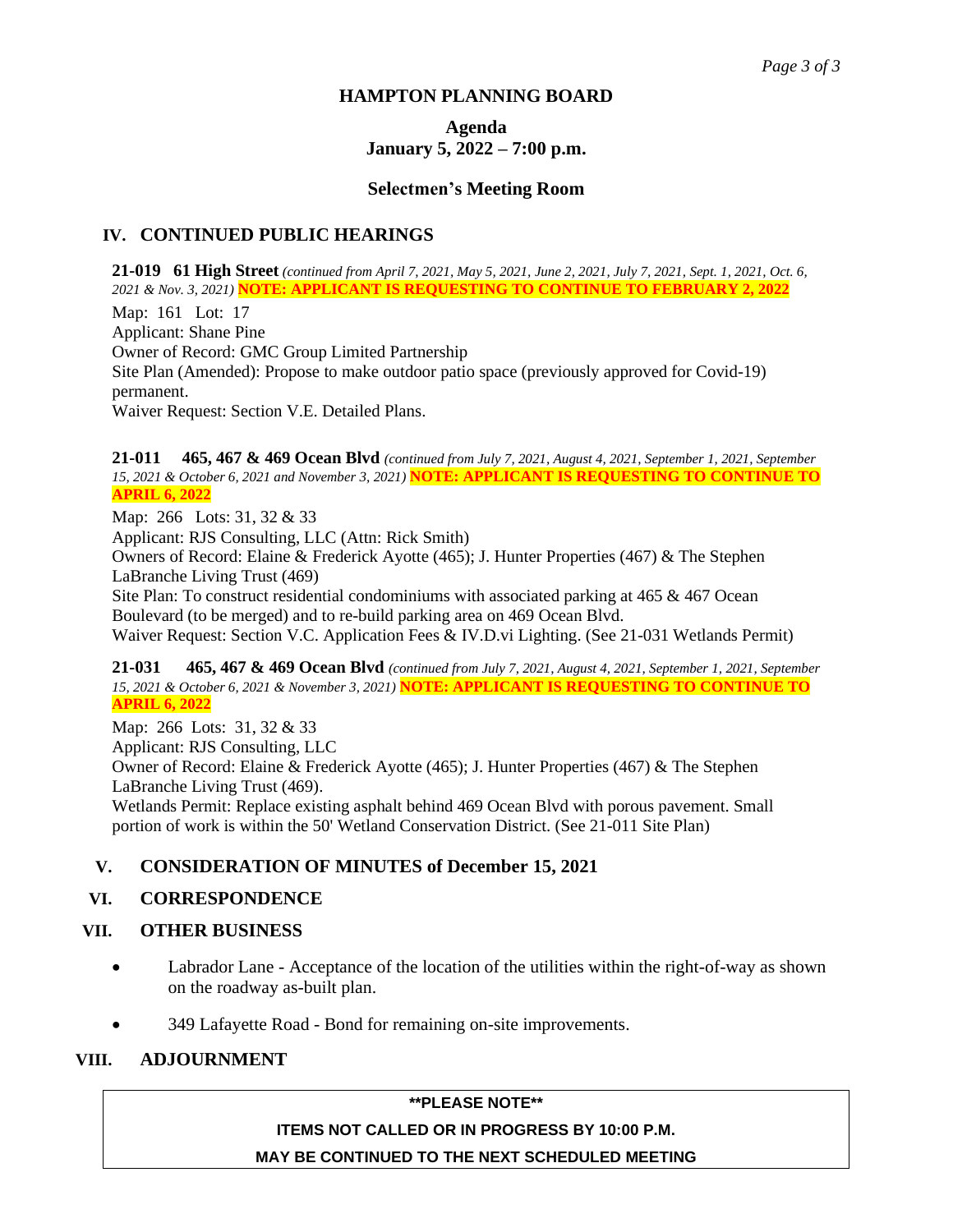## HAMPTON PLANNING BOARD

### Agenda
### January 5, 2022 – 7:00 p.m.

### Selectmen's Meeting Room

## IV. CONTINUED PUBLIC HEARINGS

**21-019 61 High Street** *(continued from April 7, 2021, May 5, 2021, June 2, 2021, July 7, 2021, Sept. 1, 2021, Oct. 6, 2021 & Nov. 3, 2021)* **NOTE: APPLICANT IS REQUESTING TO CONTINUE TO FEBRUARY 2, 2022**

Map: 161 Lot: 17
Applicant: Shane Pine
Owner of Record: GMC Group Limited Partnership
Site Plan (Amended): Propose to make outdoor patio space (previously approved for Covid-19) permanent.
Waiver Request: Section V.E. Detailed Plans.

**21-011 465, 467 & 469 Ocean Blvd** *(continued from July 7, 2021, August 4, 2021, September 1, 2021, September 15, 2021 & October 6, 2021 and November 3, 2021)* **NOTE: APPLICANT IS REQUESTING TO CONTINUE TO APRIL 6, 2022**

Map: 266 Lots: 31, 32 & 33
Applicant: RJS Consulting, LLC (Attn: Rick Smith)
Owners of Record: Elaine & Frederick Ayotte (465); J. Hunter Properties (467) & The Stephen LaBranche Living Trust (469)
Site Plan: To construct residential condominiums with associated parking at 465 & 467 Ocean Boulevard (to be merged) and to re-build parking area on 469 Ocean Blvd.
Waiver Request: Section V.C. Application Fees & IV.D.vi Lighting. (See 21-031 Wetlands Permit)

**21-031 465, 467 & 469 Ocean Blvd** *(continued from July 7, 2021, August 4, 2021, September 1, 2021, September 15, 2021 & October 6, 2021 & November 3, 2021)* **NOTE: APPLICANT IS REQUESTING TO CONTINUE TO APRIL 6, 2022**

Map: 266 Lots: 31, 32 & 33
Applicant: RJS Consulting, LLC
Owner of Record: Elaine & Frederick Ayotte (465); J. Hunter Properties (467) & The Stephen LaBranche Living Trust (469).
Wetlands Permit: Replace existing asphalt behind 469 Ocean Blvd with porous pavement. Small portion of work is within the 50' Wetland Conservation District. (See 21-011 Site Plan)

## V. CONSIDERATION OF MINUTES of December 15, 2021

## VI. CORRESPONDENCE

## VII. OTHER BUSINESS

- Labrador Lane - Acceptance of the location of the utilities within the right-of-way as shown on the roadway as-built plan.
- 349 Lafayette Road - Bond for remaining on-site improvements.

## VIII. ADJOURNMENT

**\*\*PLEASE NOTE\*\***

**ITEMS NOT CALLED OR IN PROGRESS BY 10:00 P.M.**

**MAY BE CONTINUED TO THE NEXT SCHEDULED MEETING**